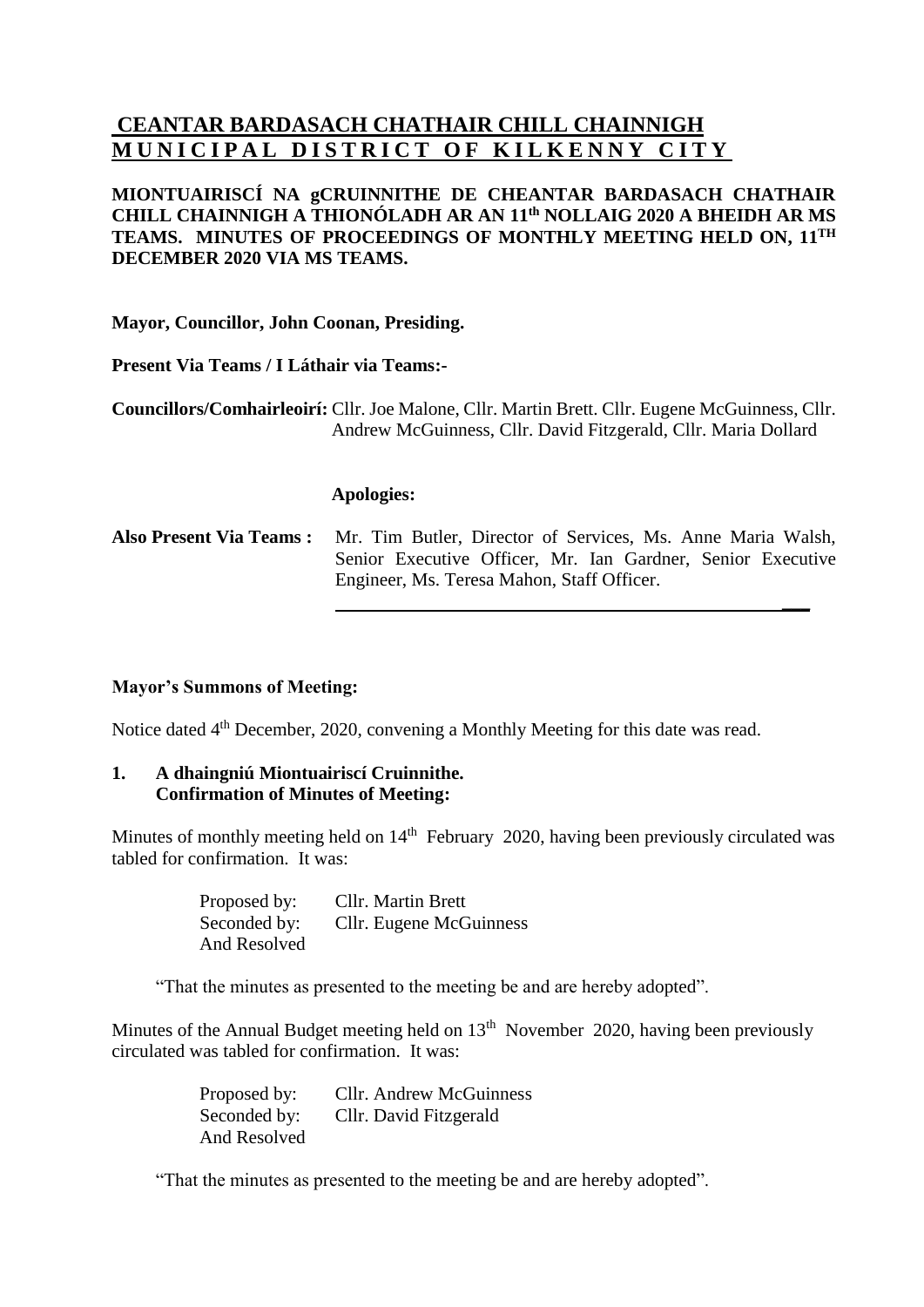# CEANTAR BARDASACH CHATHAIR CHILL CHAINNIGH
# MUNICIPAL DISTRICT OF KILKENNY CITY

**MIONTUAIRISCÍ NA gCRUINNITHE DE CHEANTAR BARDASACH CHATHAIR CHILL CHAINNIGH A THIONÓLADH AR AN 11th NOLLAIG 2020 A BHEIDH AR MS TEAMS. MINUTES OF PROCEEDINGS OF MONTHLY MEETING HELD ON, 11TH DECEMBER 2020 VIA MS TEAMS.**

**Mayor, Councillor, John Coonan, Presiding.**

**Present Via Teams / I Láthair via Teams:-**

**Councillors/Comhairleoirí:** Cllr. Joe Malone, Cllr. Martin Brett. Cllr. Eugene McGuinness, Cllr. Andrew McGuinness, Cllr. David Fitzgerald, Cllr. Maria Dollard

**Apologies:**

**Also Present Via Teams :** Mr. Tim Butler, Director of Services, Ms. Anne Maria Walsh, Senior Executive Officer, Mr. Ian Gardner, Senior Executive Engineer, Ms. Teresa Mahon, Staff Officer.

**Mayor's Summons of Meeting:**

Notice dated 4th December, 2020, convening a Monthly Meeting for this date was read.

**1. A dhaingniú Miontuairiscí Cruinnithe.**
**Confirmation of Minutes of Meeting:**

Minutes of monthly meeting held on 14th February 2020, having been previously circulated was tabled for confirmation. It was:

Proposed by: Cllr. Martin Brett
Seconded by: Cllr. Eugene McGuinness
And Resolved

"That the minutes as presented to the meeting be and are hereby adopted".

Minutes of the Annual Budget meeting held on 13th November 2020, having been previously circulated was tabled for confirmation. It was:

Proposed by: Cllr. Andrew McGuinness
Seconded by: Cllr. David Fitzgerald
And Resolved

"That the minutes as presented to the meeting be and are hereby adopted".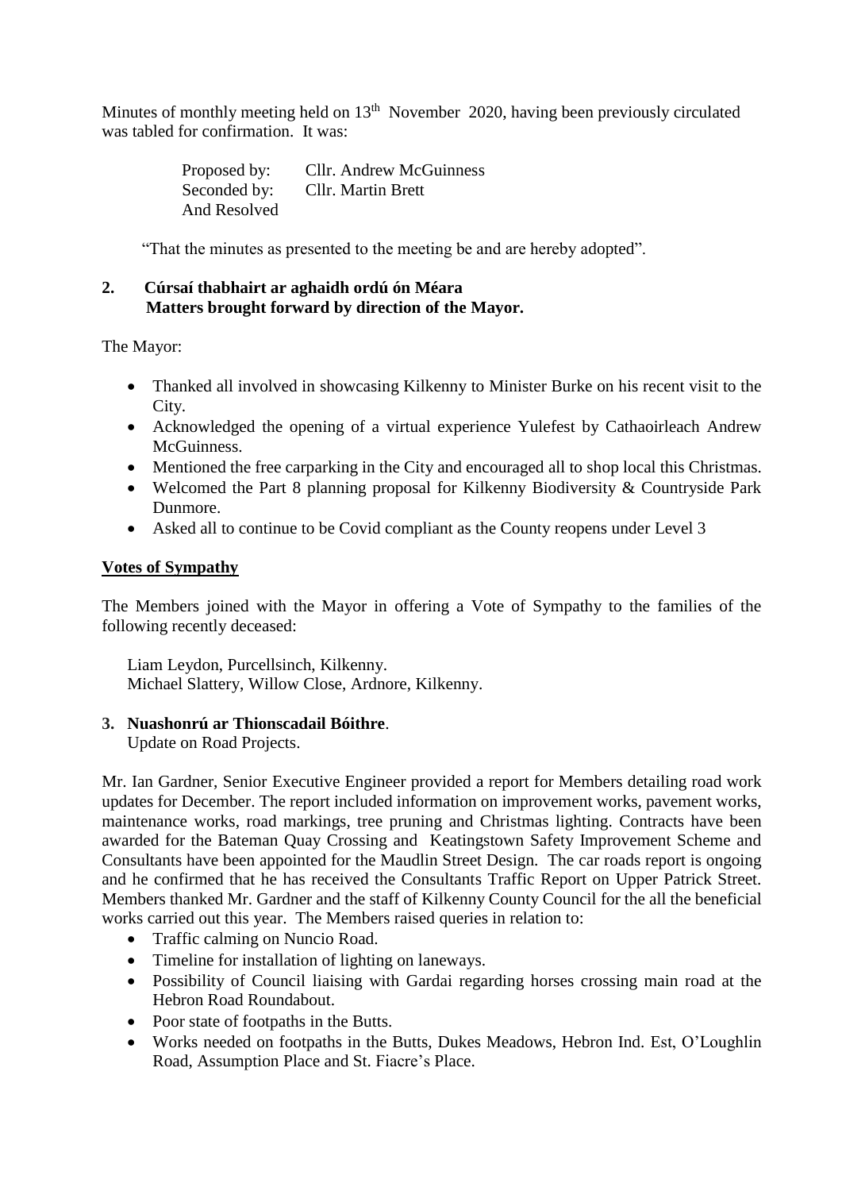Minutes of monthly meeting held on 13th November 2020, having been previously circulated was tabled for confirmation. It was:

Proposed by: Cllr. Andrew McGuinness
Seconded by: Cllr. Martin Brett
And Resolved

"That the minutes as presented to the meeting be and are hereby adopted".

**2. Cúrsaí thabhairt ar aghaidh ordú ón Méara**
**Matters brought forward by direction of the Mayor.**

The Mayor:

- Thanked all involved in showcasing Kilkenny to Minister Burke on his recent visit to the City.
- Acknowledged the opening of a virtual experience Yulefest by Cathaoirleach Andrew McGuinness.
- Mentioned the free carparking in the City and encouraged all to shop local this Christmas.
- Welcomed the Part 8 planning proposal for Kilkenny Biodiversity & Countryside Park Dunmore.
- Asked all to continue to be Covid compliant as the County reopens under Level 3

**Votes of Sympathy**

The Members joined with the Mayor in offering a Vote of Sympathy to the families of the following recently deceased:

Liam Leydon, Purcellsinch, Kilkenny.
Michael Slattery, Willow Close, Ardnore, Kilkenny.

**3. Nuashonrú ar Thionscadail Bóithre**.
Update on Road Projects.

Mr. Ian Gardner, Senior Executive Engineer provided a report for Members detailing road work updates for December. The report included information on improvement works, pavement works, maintenance works, road markings, tree pruning and Christmas lighting. Contracts have been awarded for the Bateman Quay Crossing and Keatingstown Safety Improvement Scheme and Consultants have been appointed for the Maudlin Street Design. The car roads report is ongoing and he confirmed that he has received the Consultants Traffic Report on Upper Patrick Street. Members thanked Mr. Gardner and the staff of Kilkenny County Council for the all the beneficial works carried out this year. The Members raised queries in relation to:

- Traffic calming on Nuncio Road.
- Timeline for installation of lighting on laneways.
- Possibility of Council liaising with Gardai regarding horses crossing main road at the Hebron Road Roundabout.
- Poor state of footpaths in the Butts.
- Works needed on footpaths in the Butts, Dukes Meadows, Hebron Ind. Est, O'Loughlin Road, Assumption Place and St. Fiacre's Place.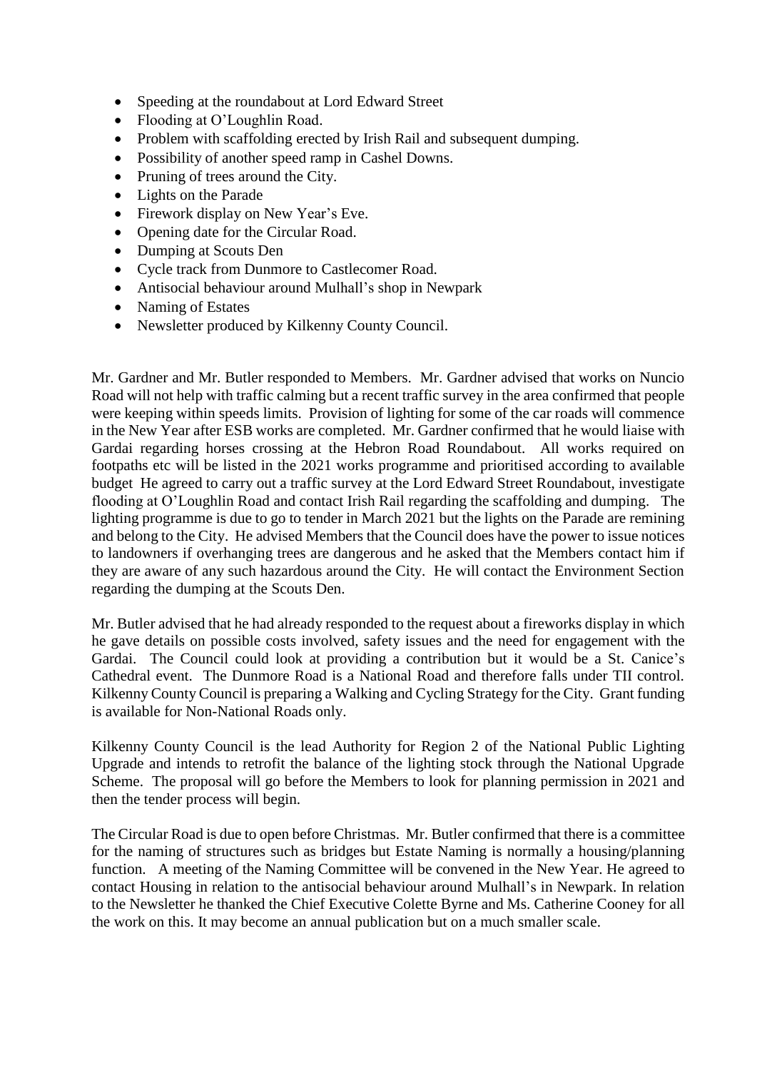- Speeding at the roundabout at Lord Edward Street
- Flooding at O'Loughlin Road.
- Problem with scaffolding erected by Irish Rail and subsequent dumping.
- Possibility of another speed ramp in Cashel Downs.
- Pruning of trees around the City.
- Lights on the Parade
- Firework display on New Year's Eve.
- Opening date for the Circular Road.
- Dumping at Scouts Den
- Cycle track from Dunmore to Castlecomer Road.
- Antisocial behaviour around Mulhall's shop in Newpark
- Naming of Estates
- Newsletter produced by Kilkenny County Council.

Mr. Gardner and Mr. Butler responded to Members. Mr. Gardner advised that works on Nuncio Road will not help with traffic calming but a recent traffic survey in the area confirmed that people were keeping within speeds limits. Provision of lighting for some of the car roads will commence in the New Year after ESB works are completed. Mr. Gardner confirmed that he would liaise with Gardai regarding horses crossing at the Hebron Road Roundabout. All works required on footpaths etc will be listed in the 2021 works programme and prioritised according to available budget He agreed to carry out a traffic survey at the Lord Edward Street Roundabout, investigate flooding at O'Loughlin Road and contact Irish Rail regarding the scaffolding and dumping. The lighting programme is due to go to tender in March 2021 but the lights on the Parade are remining and belong to the City. He advised Members that the Council does have the power to issue notices to landowners if overhanging trees are dangerous and he asked that the Members contact him if they are aware of any such hazardous around the City. He will contact the Environment Section regarding the dumping at the Scouts Den.

Mr. Butler advised that he had already responded to the request about a fireworks display in which he gave details on possible costs involved, safety issues and the need for engagement with the Gardai. The Council could look at providing a contribution but it would be a St. Canice's Cathedral event. The Dunmore Road is a National Road and therefore falls under TII control. Kilkenny County Council is preparing a Walking and Cycling Strategy for the City. Grant funding is available for Non-National Roads only.

Kilkenny County Council is the lead Authority for Region 2 of the National Public Lighting Upgrade and intends to retrofit the balance of the lighting stock through the National Upgrade Scheme. The proposal will go before the Members to look for planning permission in 2021 and then the tender process will begin.

The Circular Road is due to open before Christmas. Mr. Butler confirmed that there is a committee for the naming of structures such as bridges but Estate Naming is normally a housing/planning function. A meeting of the Naming Committee will be convened in the New Year. He agreed to contact Housing in relation to the antisocial behaviour around Mulhall's in Newpark. In relation to the Newsletter he thanked the Chief Executive Colette Byrne and Ms. Catherine Cooney for all the work on this. It may become an annual publication but on a much smaller scale.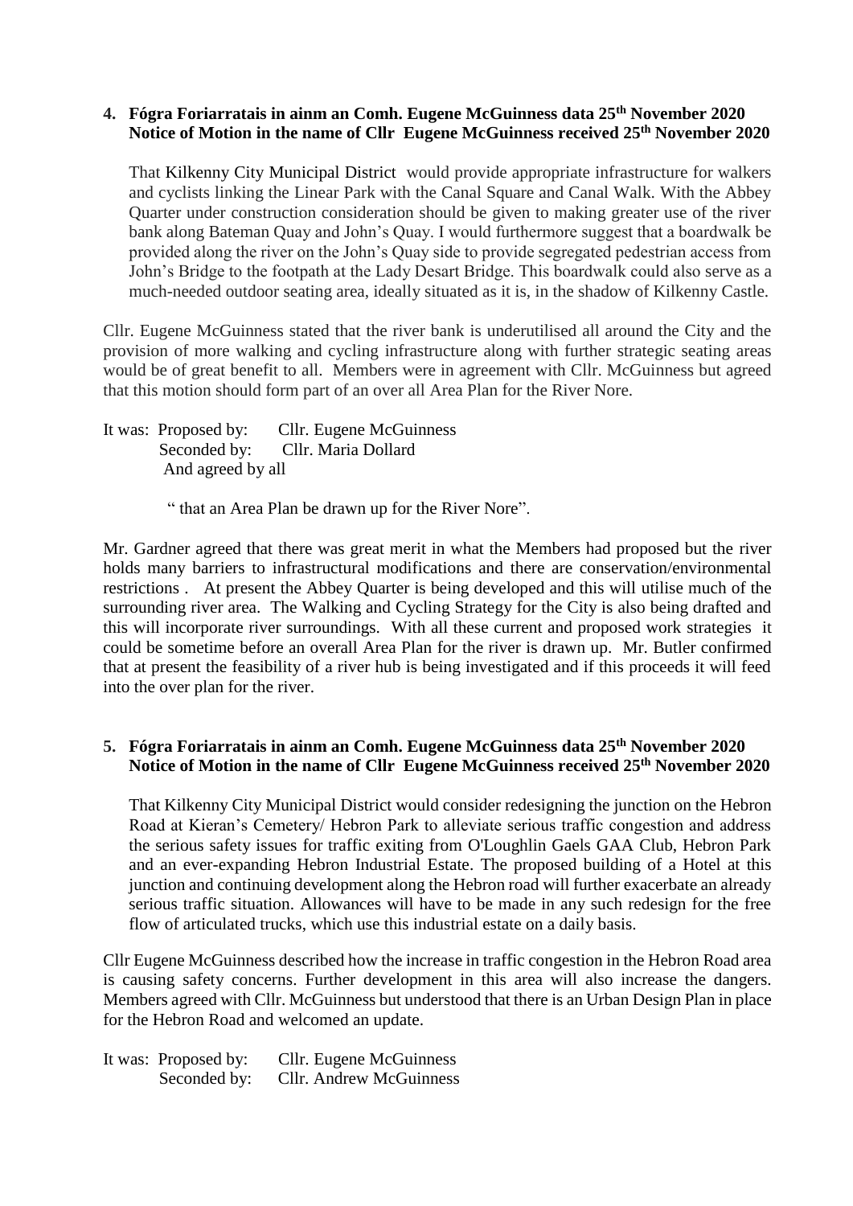**4. Fógra Foriarratais in ainm an Comh. Eugene McGuinness data 25th November 2020
Notice of Motion in the name of Cllr Eugene McGuinness received 25th November 2020**

That Kilkenny City Municipal District would provide appropriate infrastructure for walkers and cyclists linking the Linear Park with the Canal Square and Canal Walk. With the Abbey Quarter under construction consideration should be given to making greater use of the river bank along Bateman Quay and John's Quay. I would furthermore suggest that a boardwalk be provided along the river on the John's Quay side to provide segregated pedestrian access from John's Bridge to the footpath at the Lady Desart Bridge. This boardwalk could also serve as a much-needed outdoor seating area, ideally situated as it is, in the shadow of Kilkenny Castle.

Cllr. Eugene McGuinness stated that the river bank is underutilised all around the City and the provision of more walking and cycling infrastructure along with further strategic seating areas would be of great benefit to all. Members were in agreement with Cllr. McGuinness but agreed that this motion should form part of an over all Area Plan for the River Nore.

It was: Proposed by: Cllr. Eugene McGuinness
Seconded by: Cllr. Maria Dollard
And agreed by all

" that an Area Plan be drawn up for the River Nore".

Mr. Gardner agreed that there was great merit in what the Members had proposed but the river holds many barriers to infrastructural modifications and there are conservation/environmental restrictions . At present the Abbey Quarter is being developed and this will utilise much of the surrounding river area. The Walking and Cycling Strategy for the City is also being drafted and this will incorporate river surroundings. With all these current and proposed work strategies it could be sometime before an overall Area Plan for the river is drawn up. Mr. Butler confirmed that at present the feasibility of a river hub is being investigated and if this proceeds it will feed into the over plan for the river.

**5. Fógra Foriarratais in ainm an Comh. Eugene McGuinness data 25th November 2020
Notice of Motion in the name of Cllr Eugene McGuinness received 25th November 2020**

That Kilkenny City Municipal District would consider redesigning the junction on the Hebron Road at Kieran's Cemetery/ Hebron Park to alleviate serious traffic congestion and address the serious safety issues for traffic exiting from O'Loughlin Gaels GAA Club, Hebron Park and an ever-expanding Hebron Industrial Estate. The proposed building of a Hotel at this junction and continuing development along the Hebron road will further exacerbate an already serious traffic situation. Allowances will have to be made in any such redesign for the free flow of articulated trucks, which use this industrial estate on a daily basis.

Cllr Eugene McGuinness described how the increase in traffic congestion in the Hebron Road area is causing safety concerns. Further development in this area will also increase the dangers. Members agreed with Cllr. McGuinness but understood that there is an Urban Design Plan in place for the Hebron Road and welcomed an update.

It was: Proposed by: Cllr. Eugene McGuinness
Seconded by: Cllr. Andrew McGuinness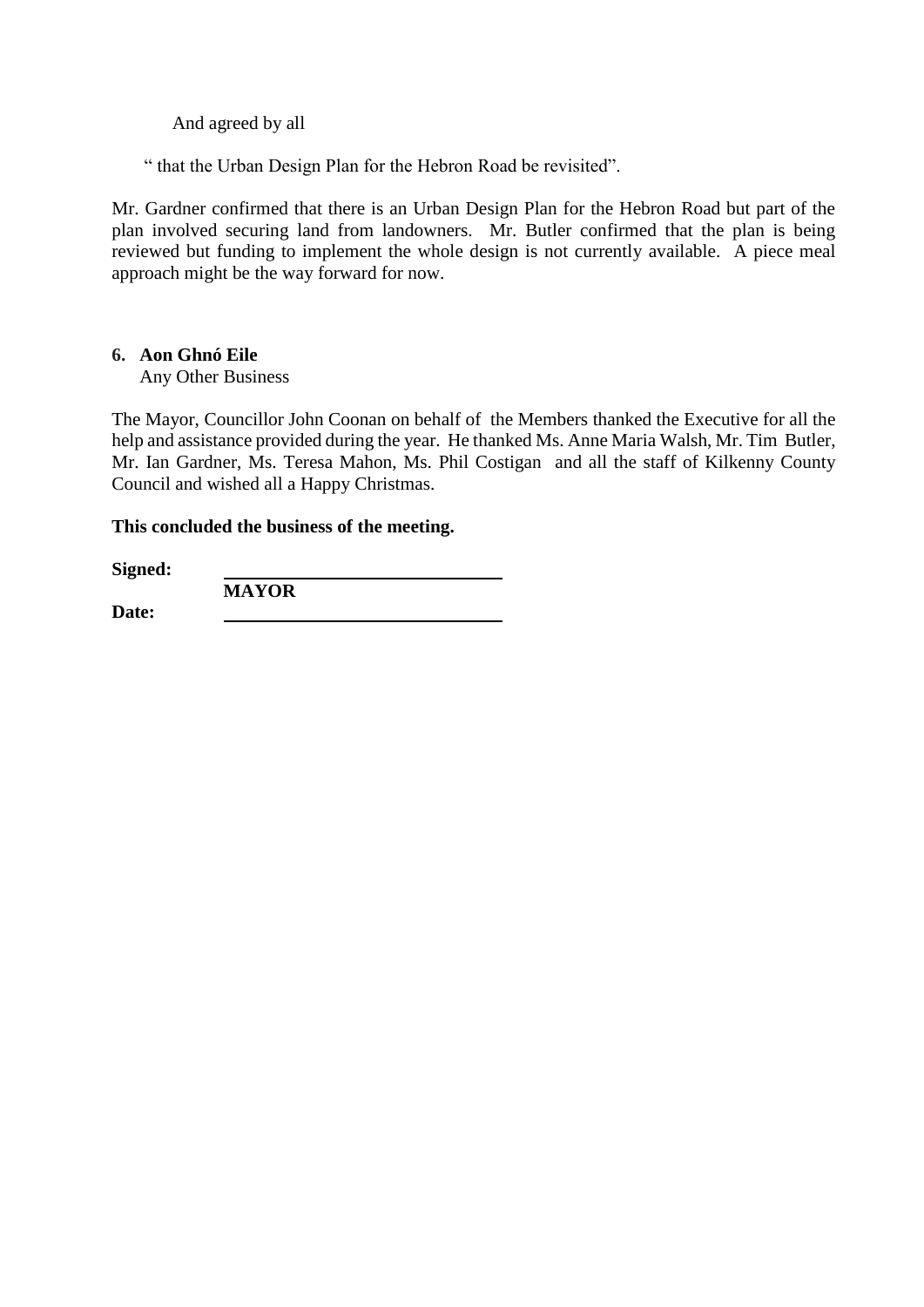And agreed by all

" that the Urban Design Plan for the Hebron Road be revisited".

Mr. Gardner confirmed that there is an Urban Design Plan for the Hebron Road but part of the plan involved securing land from landowners. Mr. Butler confirmed that the plan is being reviewed but funding to implement the whole design is not currently available. A piece meal approach might be the way forward for now.

**6. Aon Ghnó Eile**
Any Other Business

The Mayor, Councillor John Coonan on behalf of the Members thanked the Executive for all the help and assistance provided during the year. He thanked Ms. Anne Maria Walsh, Mr. Tim Butler, Mr. Ian Gardner, Ms. Teresa Mahon, Ms. Phil Costigan and all the staff of Kilkenny County Council and wished all a Happy Christmas.

**This concluded the business of the meeting.**

**Signed:** ______________________________
**MAYOR**

**Date:** ______________________________